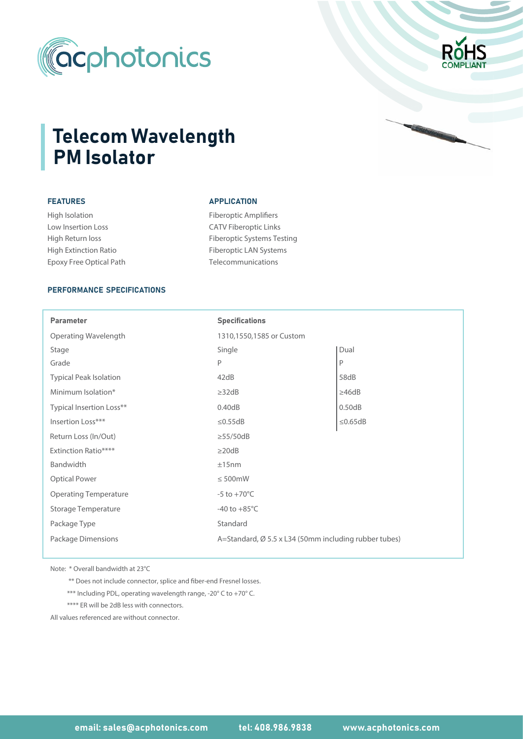# Telecom Wavelength PM Isolator

### FEATURES

High Isolation
Low Insertion Loss
High Return loss
High Extinction Ratio
Epoxy Free Optical Path

### APPLICATION

Fiberoptic Amplifiers
CATV Fiberoptic Links
Fiberoptic Systems Testing
Fiberoptic LAN Systems
Telecommunications

### PERFORMANCE SPECIFICATIONS

| Parameter | Specifications | |
|---|---|---|
| Operating Wavelength | 1310,1550,1585 or Custom | |
| Stage | Single | Dual |
| Grade | P | P |
| Typical Peak Isolation | 42dB | 58dB |
| Minimum Isolation* | ≥32dB | ≥46dB |
| Typical Insertion Loss** | 0.40dB | 0.50dB |
| Insertion Loss*** | ≤0.55dB | ≤0.65dB |
| Return Loss (In/Out) | ≥55/50dB | |
| Extinction Ratio**** | ≥20dB | |
| Bandwidth | ±15nm | |
| Optical Power | ≤ 500mW | |
| Operating Temperature | -5 to +70°C | |
| Storage Temperature | -40 to +85°C | |
| Package Type | Standard | |
| Package Dimensions | A=Standard, Ø 5.5 x L34 (50mm including rubber tubes) | |

Note: * Overall bandwidth at 23°C

** Does not include connector, splice and fiber-end Fresnel losses.

*** Including PDL, operating wavelength range, -20° C to +70° C.

**** ER will be 2dB less with connectors.

All values referenced are without connector.

**email: sales@acphotonics.com** **tel: 408.986.9838** **www.acphotonics.com**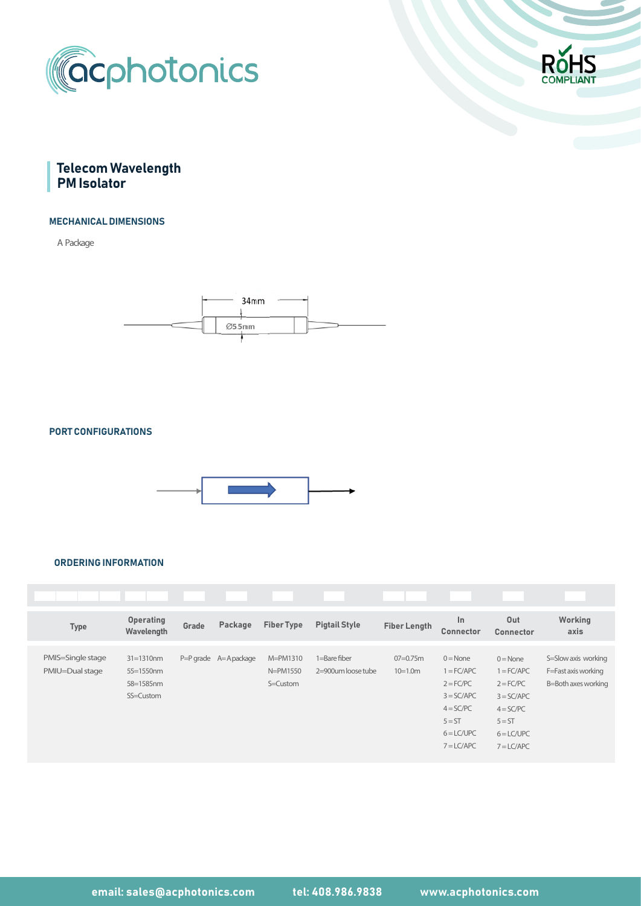## Telecom Wavelength PM Isolator

### MECHANICAL DIMENSIONS

A Package

34mm

Ø5.5mm

### PORT CONFIGURATIONS

### ORDERING INFORMATION

| Type | Operating Wavelength | Grade | Package | Fiber Type | Pigtail Style | Fiber Length | In Connector | Out Connector | Working axis |
|---|---|---|---|---|---|---|---|---|---|
| PMIS=Single stage<br>PMIU=Dual stage | 31=1310nm<br>55=1550nm<br>58=1585nm<br>SS=Custom | P=P grade | A=A package | M=PM1310<br>N=PM1550<br>S=Custom | 1=Bare fiber<br>2=900um loose tube | 07=0.75m<br>10=1.0m | 0=None<br>1=FC/APC<br>2=FC/PC<br>3=SC/APC<br>4=SC/PC<br>5=ST<br>6=LC/UPC<br>7=LC/APC | 0=None<br>1=FC/APC<br>2=FC/PC<br>3=SC/APC<br>4=SC/PC<br>5=ST<br>6=LC/UPC<br>7=LC/APC | S=Slow axis working<br>F=Fast axis working<br>B=Both axes working |

email: sales@acphotonics.com tel: 408.986.9838 www.acphotonics.com